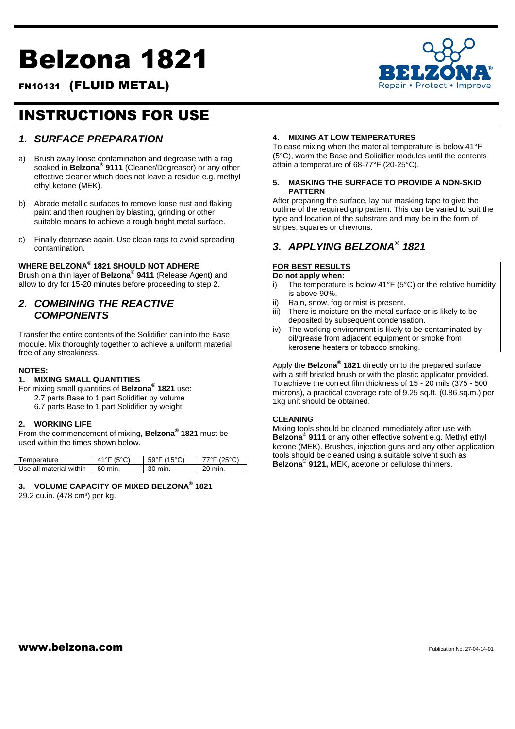# Belzona 1821

FN10131 **(FLUID METAL)**

# INSTRUCTIONS FOR USE

## *1. SURFACE PREPARATION*

a) Brush away loose contamination and degrease with a rag soaked in **Belzona® 9111** (Cleaner/Degreaser) or any other effective cleaner which does not leave a residue e.g. methyl ethyl ketone (MEK).

b) Abrade metallic surfaces to remove loose rust and flaking paint and then roughen by blasting, grinding or other suitable means to achieve a rough bright metal surface.

c) Finally degrease again. Use clean rags to avoid spreading contamination.

**WHERE BELZONA® 1821 SHOULD NOT ADHERE**
Brush on a thin layer of **Belzona® 9411** (Release Agent) and allow to dry for 15-20 minutes before proceeding to step 2.

## *2. COMBINING THE REACTIVE COMPONENTS*

Transfer the entire contents of the Solidifier can into the Base module. Mix thoroughly together to achieve a uniform material free of any streakiness.

**NOTES:**

**1. MIXING SMALL QUANTITIES**

For mixing small quantities of **Belzona® 1821** use:
2.7 parts Base to 1 part Solidifier by volume
6.7 parts Base to 1 part Solidifier by weight

**2. WORKING LIFE**

From the commencement of mixing, **Belzona® 1821** must be used within the times shown below.

| Temperature | 41°F (5°C) | 59°F (15°C) | 77°F (25°C) |
|---|---|---|---|
| Use all material within | 60 min. | 30 min. | 20 min. |

**3. VOLUME CAPACITY OF MIXED BELZONA® 1821**

29.2 cu.in. (478 cm³) per kg.

**4. MIXING AT LOW TEMPERATURES**

To ease mixing when the material temperature is below 41°F (5°C), warm the Base and Solidifier modules until the contents attain a temperature of 68-77°F (20-25°C).

**5. MASKING THE SURFACE TO PROVIDE A NON-SKID PATTERN**

After preparing the surface, lay out masking tape to give the outline of the required grip pattern. This can be varied to suit the type and location of the substrate and may be in the form of stripes, squares or chevrons.

## *3. APPLYING BELZONA® 1821*

**FOR BEST RESULTS**

**Do not apply when:**

i) The temperature is below 41°F (5°C) or the relative humidity is above 90%.
ii) Rain, snow, fog or mist is present.
iii) There is moisture on the metal surface or is likely to be deposited by subsequent condensation.
iv) The working environment is likely to be contaminated by oil/grease from adjacent equipment or smoke from kerosene heaters or tobacco smoking.

Apply the **Belzona® 1821** directly on to the prepared surface with a stiff bristled brush or with the plastic applicator provided. To achieve the correct film thickness of 15 - 20 mils (375 - 500 microns), a practical coverage rate of 9.25 sq.ft. (0.86 sq.m.) per 1kg unit should be obtained.

**CLEANING**

Mixing tools should be cleaned immediately after use with **Belzona® 9111** or any other effective solvent e.g. Methyl ethyl ketone (MEK). Brushes, injection guns and any other application tools should be cleaned using a suitable solvent such as **Belzona® 9121,** MEK, acetone or cellulose thinners.

**www.belzona.com**

Publication No. 27-04-14-01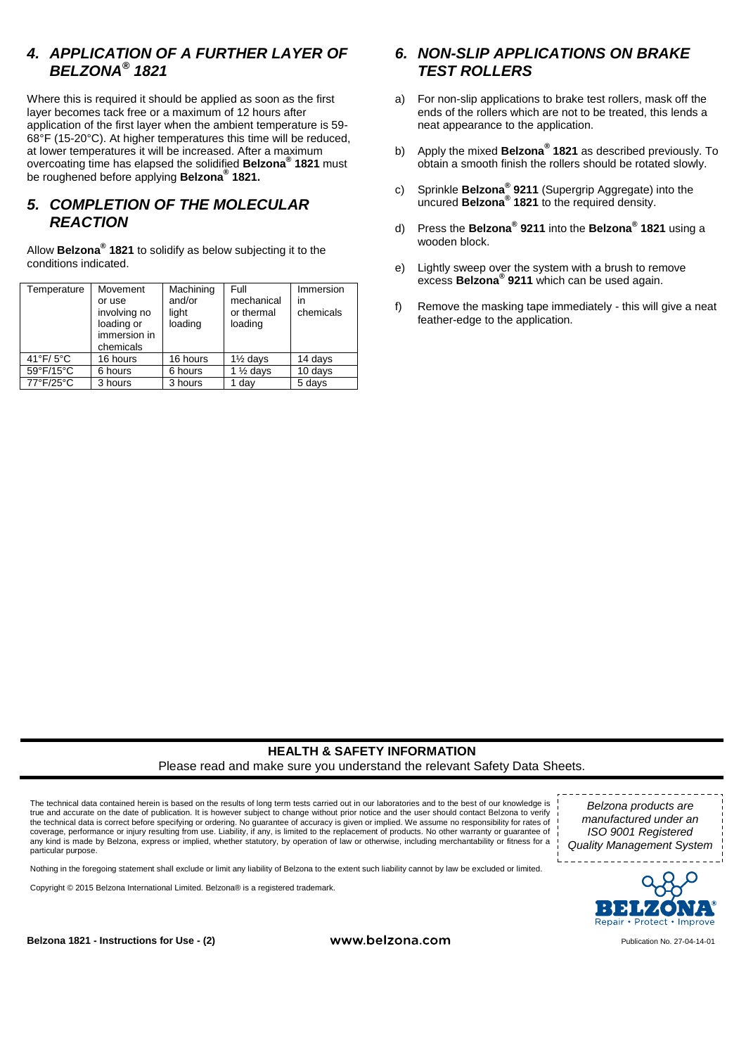## 4. APPLICATION OF A FURTHER LAYER OF BELZONA® 1821

Where this is required it should be applied as soon as the first layer becomes tack free or a maximum of 12 hours after application of the first layer when the ambient temperature is 59-68°F (15-20°C). At higher temperatures this time will be reduced, at lower temperatures it will be increased. After a maximum overcoating time has elapsed the solidified **Belzona® 1821** must be roughened before applying **Belzona® 1821.**

## 5. COMPLETION OF THE MOLECULAR REACTION

Allow **Belzona® 1821** to solidify as below subjecting it to the conditions indicated.

| Temperature | Movement or use involving no loading or immersion in chemicals | Machining and/or light loading | Full mechanical or thermal loading | Immersion in chemicals |
|---|---|---|---|---|
| 41°F/ 5°C | 16 hours | 16 hours | 1½ days | 14 days |
| 59°F/15°C | 6 hours | 6 hours | 1 ½ days | 10 days |
| 77°F/25°C | 3 hours | 3 hours | 1 day | 5 days |

## 6. NON-SLIP APPLICATIONS ON BRAKE TEST ROLLERS

a) For non-slip applications to brake test rollers, mask off the ends of the rollers which are not to be treated, this lends a neat appearance to the application.

b) Apply the mixed **Belzona® 1821** as described previously. To obtain a smooth finish the rollers should be rotated slowly.

c) Sprinkle **Belzona® 9211** (Supergrip Aggregate) into the uncured **Belzona® 1821** to the required density.

d) Press the **Belzona® 9211** into the **Belzona® 1821** using a wooden block.

e) Lightly sweep over the system with a brush to remove excess **Belzona® 9211** which can be used again.

f) Remove the masking tape immediately - this will give a neat feather-edge to the application.

**HEALTH & SAFETY INFORMATION**

Please read and make sure you understand the relevant Safety Data Sheets.

The technical data contained herein is based on the results of long term tests carried out in our laboratories and to the best of our knowledge is true and accurate on the date of publication. It is however subject to change without prior notice and the user should contact Belzona to verify the technical data is correct before specifying or ordering. No guarantee of accuracy is given or implied. We assume no responsibility for rates of coverage, performance or injury resulting from use. Liability, if any, is limited to the replacement of products. No other warranty or guarantee of any kind is made by Belzona, express or implied, whether statutory, by operation of law or otherwise, including merchantability or fitness for a particular purpose.

Nothing in the foregoing statement shall exclude or limit any liability of Belzona to the extent such liability cannot by law be excluded or limited.

Copyright © 2015 Belzona International Limited. Belzona® is a registered trademark.

*Belzona products are manufactured under an ISO 9001 Registered Quality Management System*

BELZONA® Repair • Protect • Improve

**Belzona 1821 - Instructions for Use - (2)** www.belzona.com Publication No. 27-04-14-01